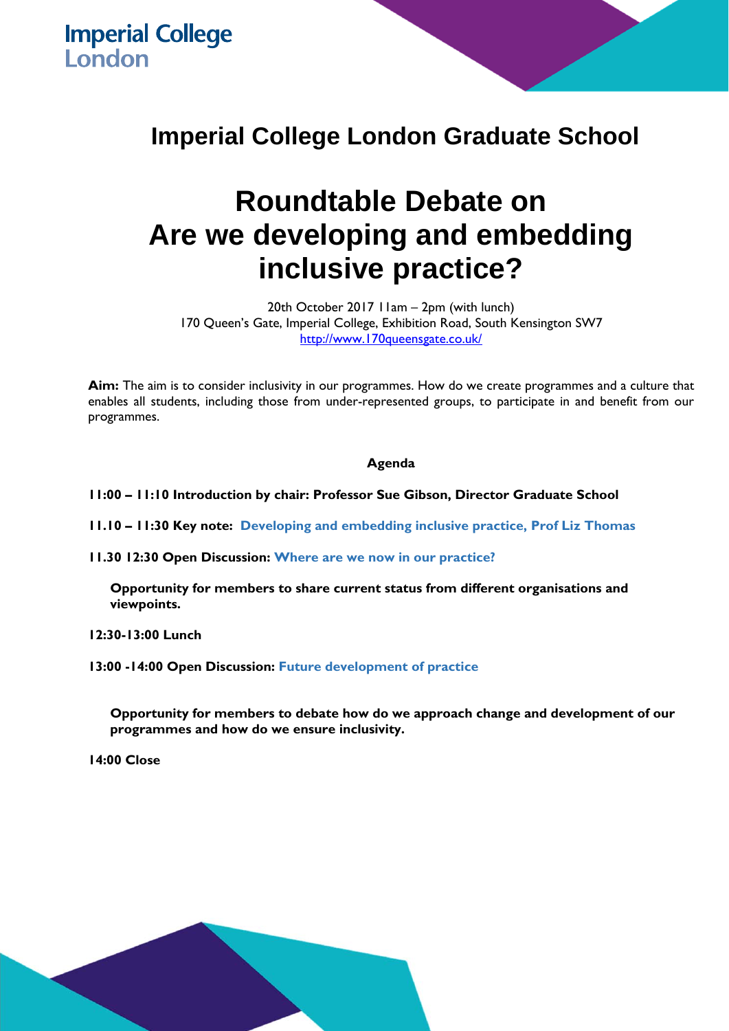Imperial College London

## Imperial College London Graduate School

# Roundtable Debate on Are we developing and embedding inclusive practice?

20th October 2017 11am – 2pm (with lunch)
170 Queen's Gate, Imperial College, Exhibition Road, South Kensington SW7
http://www.170queensgate.co.uk/

**Aim:** The aim is to consider inclusivity in our programmes. How do we create programmes and a culture that enables all students, including those from under-represented groups, to participate in and benefit from our programmes.

**Agenda**

**11:00 – 11:10 Introduction by chair: Professor Sue Gibson, Director Graduate School**

**11.10 – 11:30 Key note: Developing and embedding inclusive practice, Prof Liz Thomas**

**11.30 12:30 Open Discussion: Where are we now in our practice?**

**Opportunity for members to share current status from different organisations and viewpoints.**

**12:30-13:00 Lunch**

**13:00 -14:00 Open Discussion: Future development of practice**

**Opportunity for members to debate how do we approach change and development of our programmes and how do we ensure inclusivity.**

**14:00 Close**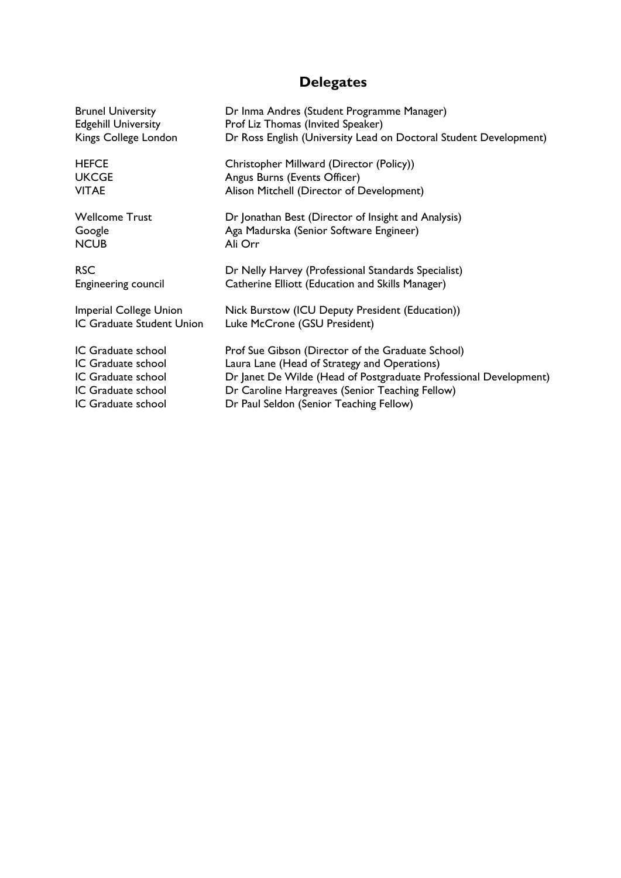# Delegates

| | |
|---|---|
| Brunel University | Dr Inma Andres (Student Programme Manager) |
| Edgehill University | Prof Liz Thomas (Invited Speaker) |
| Kings College London | Dr Ross English (University Lead on Doctoral Student Development) |
| HEFCE | Christopher Millward (Director (Policy)) |
| UKCGE | Angus Burns (Events Officer) |
| VITAE | Alison Mitchell (Director of Development) |
| Wellcome Trust | Dr Jonathan Best (Director of Insight and Analysis) |
| Google | Aga Madurska (Senior Software Engineer) |
| NCUB | Ali Orr |
| RSC | Dr Nelly Harvey (Professional Standards Specialist) |
| Engineering council | Catherine Elliott (Education and Skills Manager) |
| Imperial College Union | Nick Burstow (ICU Deputy President (Education)) |
| IC Graduate Student Union | Luke McCrone (GSU President) |
| IC Graduate school | Prof Sue Gibson (Director of the Graduate School) |
| IC Graduate school | Laura Lane (Head of Strategy and Operations) |
| IC Graduate school | Dr Janet De Wilde (Head of Postgraduate Professional Development) |
| IC Graduate school | Dr Caroline Hargreaves (Senior Teaching Fellow) |
| IC Graduate school | Dr Paul Seldon (Senior Teaching Fellow) |